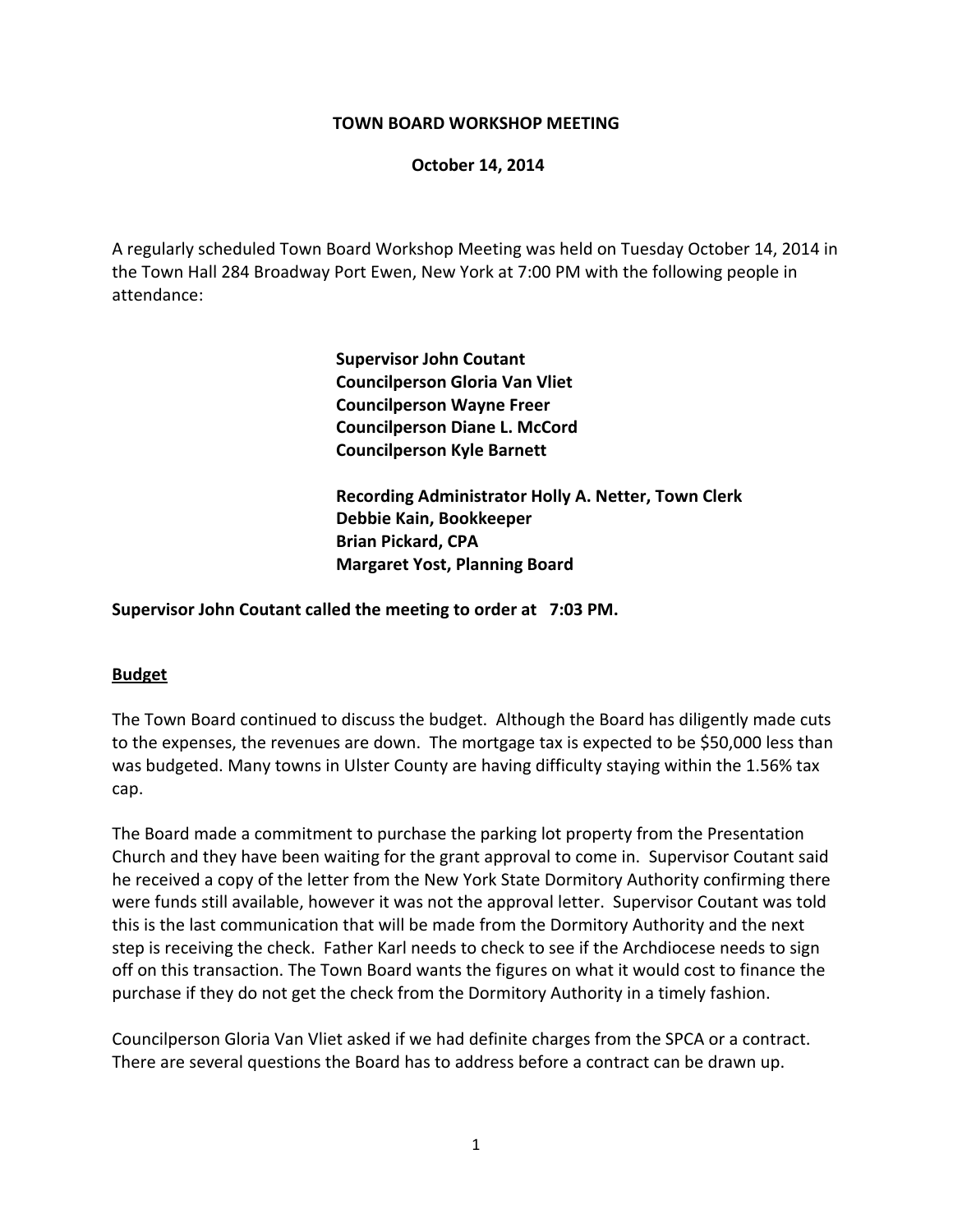# TOWN BOARD WORKSHOP MEETING

**October 14, 2014**

A regularly scheduled Town Board Workshop Meeting was held on Tuesday October 14, 2014 in the Town Hall 284 Broadway Port Ewen, New York at 7:00 PM with the following people in attendance:

**Supervisor John Coutant**
**Councilperson Gloria Van Vliet**
**Councilperson Wayne Freer**
**Councilperson Diane L. McCord**
**Councilperson Kyle Barnett**

**Recording Administrator Holly A. Netter, Town Clerk**
**Debbie Kain, Bookkeeper**
**Brian Pickard, CPA**
**Margaret Yost, Planning Board**

**Supervisor John Coutant called the meeting to order at 7:03 PM.**

## Budget

The Town Board continued to discuss the budget. Although the Board has diligently made cuts to the expenses, the revenues are down. The mortgage tax is expected to be $50,000 less than was budgeted. Many towns in Ulster County are having difficulty staying within the 1.56% tax cap.

The Board made a commitment to purchase the parking lot property from the Presentation Church and they have been waiting for the grant approval to come in. Supervisor Coutant said he received a copy of the letter from the New York State Dormitory Authority confirming there were funds still available, however it was not the approval letter. Supervisor Coutant was told this is the last communication that will be made from the Dormitory Authority and the next step is receiving the check. Father Karl needs to check to see if the Archdiocese needs to sign off on this transaction. The Town Board wants the figures on what it would cost to finance the purchase if they do not get the check from the Dormitory Authority in a timely fashion.

Councilperson Gloria Van Vliet asked if we had definite charges from the SPCA or a contract. There are several questions the Board has to address before a contract can be drawn up.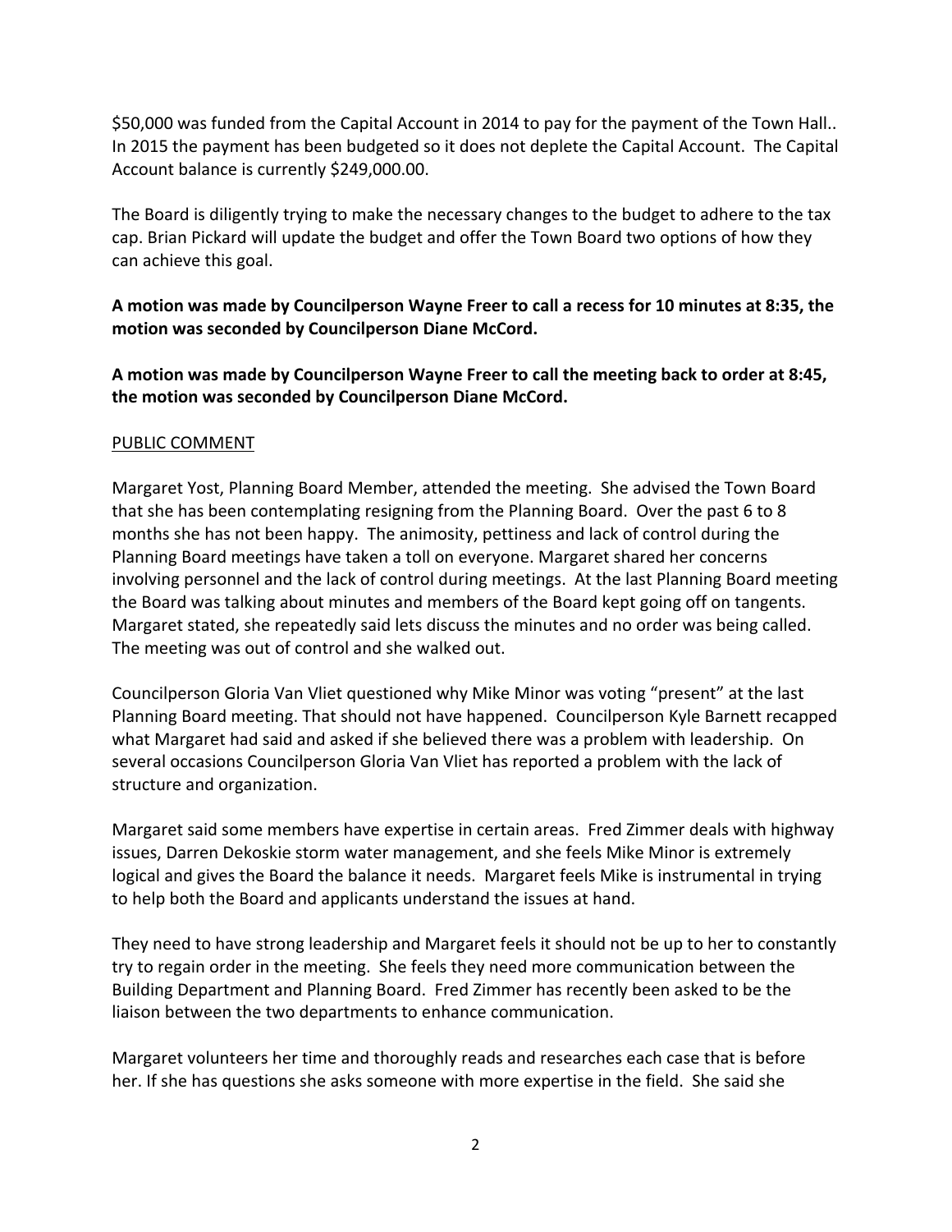$50,000 was funded from the Capital Account in 2014 to pay for the payment of the Town Hall.. In 2015 the payment has been budgeted so it does not deplete the Capital Account. The Capital Account balance is currently $249,000.00.

The Board is diligently trying to make the necessary changes to the budget to adhere to the tax cap. Brian Pickard will update the budget and offer the Town Board two options of how they can achieve this goal.

**A motion was made by Councilperson Wayne Freer to call a recess for 10 minutes at 8:35, the motion was seconded by Councilperson Diane McCord.**

**A motion was made by Councilperson Wayne Freer to call the meeting back to order at 8:45, the motion was seconded by Councilperson Diane McCord.**

PUBLIC COMMENT

Margaret Yost, Planning Board Member, attended the meeting. She advised the Town Board that she has been contemplating resigning from the Planning Board. Over the past 6 to 8 months she has not been happy. The animosity, pettiness and lack of control during the Planning Board meetings have taken a toll on everyone. Margaret shared her concerns involving personnel and the lack of control during meetings. At the last Planning Board meeting the Board was talking about minutes and members of the Board kept going off on tangents. Margaret stated, she repeatedly said lets discuss the minutes and no order was being called. The meeting was out of control and she walked out.

Councilperson Gloria Van Vliet questioned why Mike Minor was voting "present" at the last Planning Board meeting. That should not have happened. Councilperson Kyle Barnett recapped what Margaret had said and asked if she believed there was a problem with leadership. On several occasions Councilperson Gloria Van Vliet has reported a problem with the lack of structure and organization.

Margaret said some members have expertise in certain areas. Fred Zimmer deals with highway issues, Darren Dekoskie storm water management, and she feels Mike Minor is extremely logical and gives the Board the balance it needs. Margaret feels Mike is instrumental in trying to help both the Board and applicants understand the issues at hand.

They need to have strong leadership and Margaret feels it should not be up to her to constantly try to regain order in the meeting. She feels they need more communication between the Building Department and Planning Board. Fred Zimmer has recently been asked to be the liaison between the two departments to enhance communication.

Margaret volunteers her time and thoroughly reads and researches each case that is before her. If she has questions she asks someone with more expertise in the field. She said she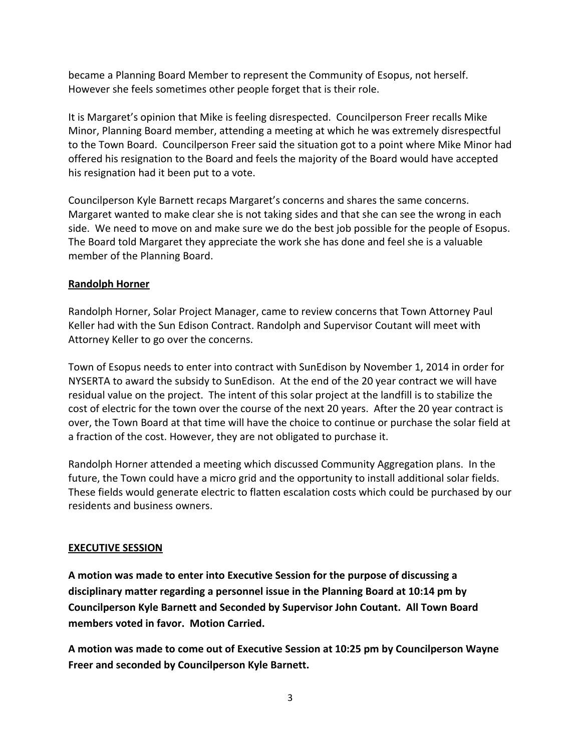became a Planning Board Member to represent the Community of Esopus, not herself. However she feels sometimes other people forget that is their role.

It is Margaret's opinion that Mike is feeling disrespected. Councilperson Freer recalls Mike Minor, Planning Board member, attending a meeting at which he was extremely disrespectful to the Town Board. Councilperson Freer said the situation got to a point where Mike Minor had offered his resignation to the Board and feels the majority of the Board would have accepted his resignation had it been put to a vote.

Councilperson Kyle Barnett recaps Margaret's concerns and shares the same concerns. Margaret wanted to make clear she is not taking sides and that she can see the wrong in each side. We need to move on and make sure we do the best job possible for the people of Esopus. The Board told Margaret they appreciate the work she has done and feel she is a valuable member of the Planning Board.

**Randolph Horner**

Randolph Horner, Solar Project Manager, came to review concerns that Town Attorney Paul Keller had with the Sun Edison Contract. Randolph and Supervisor Coutant will meet with Attorney Keller to go over the concerns.

Town of Esopus needs to enter into contract with SunEdison by November 1, 2014 in order for NYSERTA to award the subsidy to SunEdison. At the end of the 20 year contract we will have residual value on the project. The intent of this solar project at the landfill is to stabilize the cost of electric for the town over the course of the next 20 years. After the 20 year contract is over, the Town Board at that time will have the choice to continue or purchase the solar field at a fraction of the cost. However, they are not obligated to purchase it.

Randolph Horner attended a meeting which discussed Community Aggregation plans. In the future, the Town could have a micro grid and the opportunity to install additional solar fields. These fields would generate electric to flatten escalation costs which could be purchased by our residents and business owners.

**EXECUTIVE SESSION**

**A motion was made to enter into Executive Session for the purpose of discussing a disciplinary matter regarding a personnel issue in the Planning Board at 10:14 pm by Councilperson Kyle Barnett and Seconded by Supervisor John Coutant. All Town Board members voted in favor. Motion Carried.**

**A motion was made to come out of Executive Session at 10:25 pm by Councilperson Wayne Freer and seconded by Councilperson Kyle Barnett.**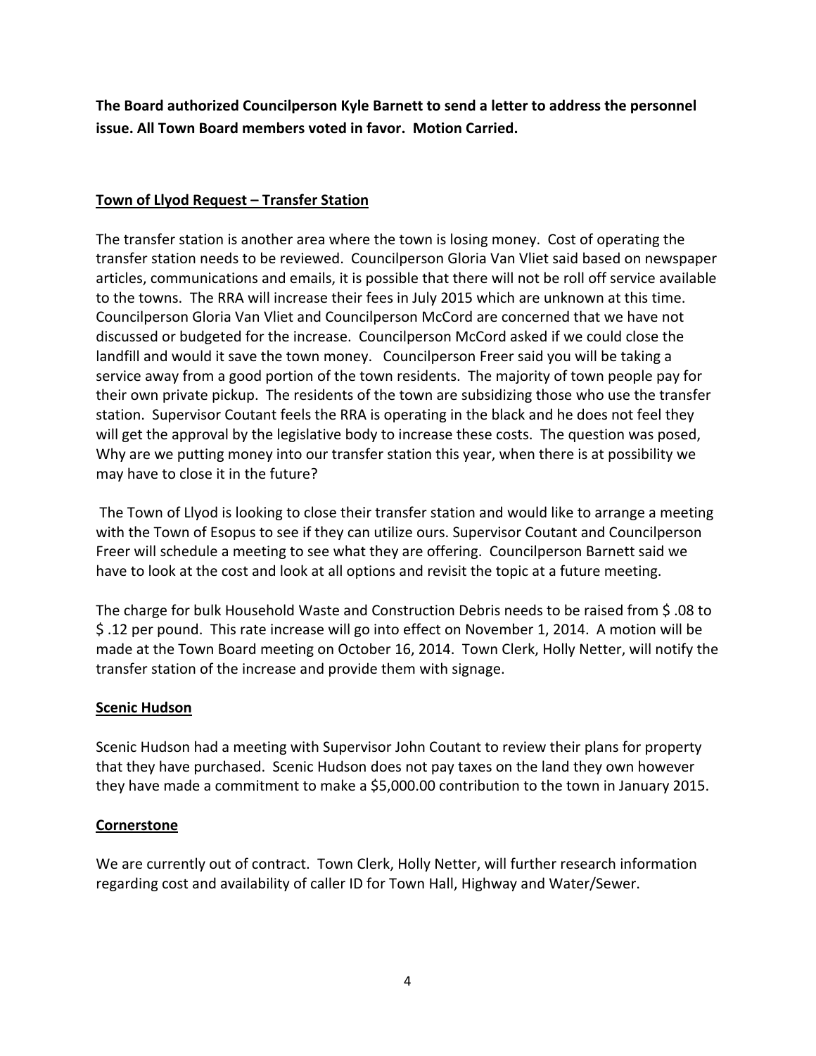**The Board authorized Councilperson Kyle Barnett to send a letter to address the personnel issue. All Town Board members voted in favor. Motion Carried.**

**<u>Town of Llyod Request – Transfer Station</u>**

The transfer station is another area where the town is losing money. Cost of operating the transfer station needs to be reviewed. Councilperson Gloria Van Vliet said based on newspaper articles, communications and emails, it is possible that there will not be roll off service available to the towns. The RRA will increase their fees in July 2015 which are unknown at this time. Councilperson Gloria Van Vliet and Councilperson McCord are concerned that we have not discussed or budgeted for the increase. Councilperson McCord asked if we could close the landfill and would it save the town money. Councilperson Freer said you will be taking a service away from a good portion of the town residents. The majority of town people pay for their own private pickup. The residents of the town are subsidizing those who use the transfer station. Supervisor Coutant feels the RRA is operating in the black and he does not feel they will get the approval by the legislative body to increase these costs. The question was posed, Why are we putting money into our transfer station this year, when there is at possibility we may have to close it in the future?

The Town of Llyod is looking to close their transfer station and would like to arrange a meeting with the Town of Esopus to see if they can utilize ours. Supervisor Coutant and Councilperson Freer will schedule a meeting to see what they are offering. Councilperson Barnett said we have to look at the cost and look at all options and revisit the topic at a future meeting.

The charge for bulk Household Waste and Construction Debris needs to be raised from $ .08 to $ .12 per pound. This rate increase will go into effect on November 1, 2014. A motion will be made at the Town Board meeting on October 16, 2014. Town Clerk, Holly Netter, will notify the transfer station of the increase and provide them with signage.

**<u>Scenic Hudson</u>**

Scenic Hudson had a meeting with Supervisor John Coutant to review their plans for property that they have purchased. Scenic Hudson does not pay taxes on the land they own however they have made a commitment to make a $5,000.00 contribution to the town in January 2015.

**<u>Cornerstone</u>**

We are currently out of contract. Town Clerk, Holly Netter, will further research information regarding cost and availability of caller ID for Town Hall, Highway and Water/Sewer.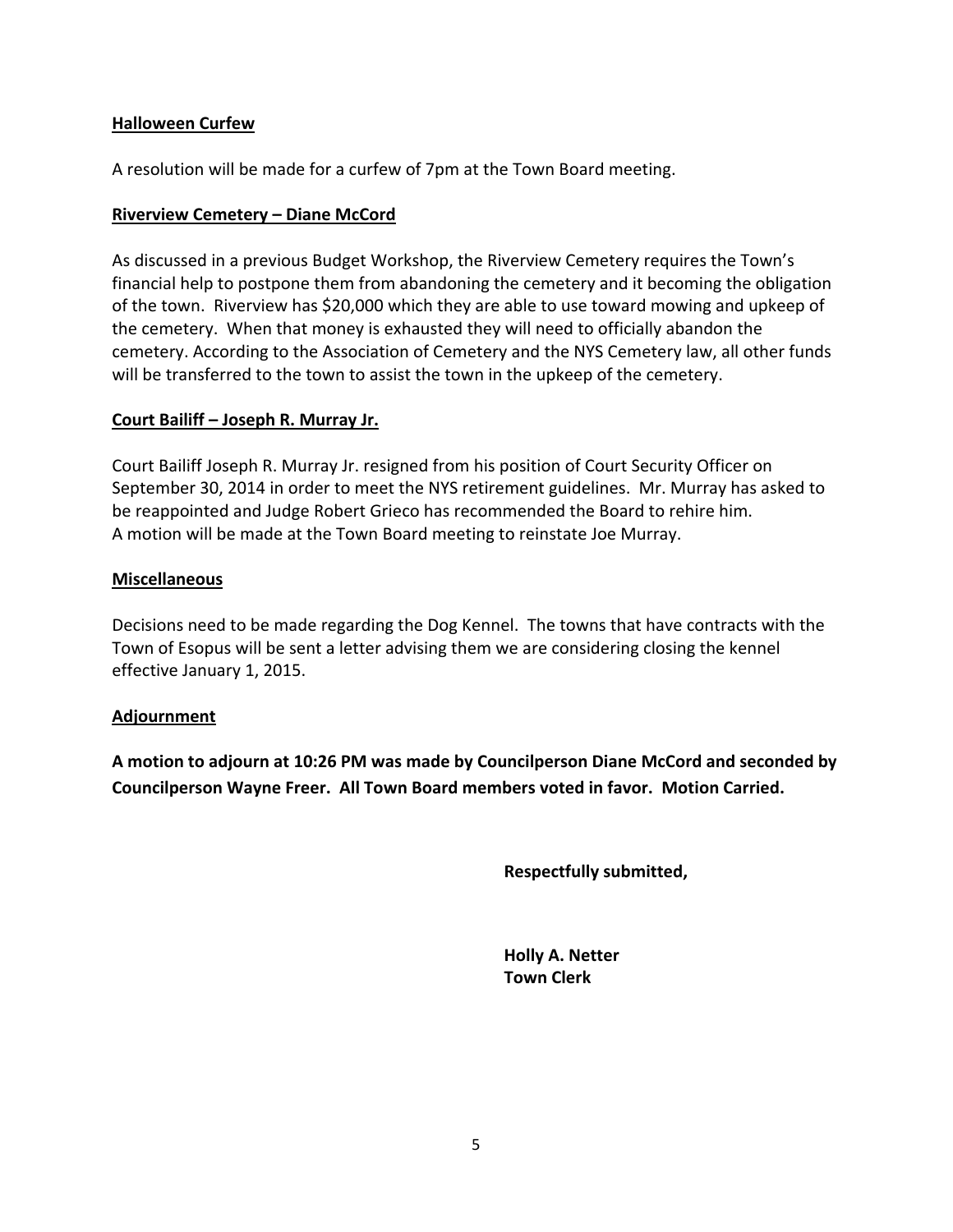**Halloween Curfew**

A resolution will be made for a curfew of 7pm at the Town Board meeting.

**Riverview Cemetery – Diane McCord**

As discussed in a previous Budget Workshop, the Riverview Cemetery requires the Town's financial help to postpone them from abandoning the cemetery and it becoming the obligation of the town. Riverview has $20,000 which they are able to use toward mowing and upkeep of the cemetery. When that money is exhausted they will need to officially abandon the cemetery. According to the Association of Cemetery and the NYS Cemetery law, all other funds will be transferred to the town to assist the town in the upkeep of the cemetery.

**Court Bailiff – Joseph R. Murray Jr.**

Court Bailiff Joseph R. Murray Jr. resigned from his position of Court Security Officer on September 30, 2014 in order to meet the NYS retirement guidelines. Mr. Murray has asked to be reappointed and Judge Robert Grieco has recommended the Board to rehire him.
A motion will be made at the Town Board meeting to reinstate Joe Murray.

**Miscellaneous**

Decisions need to be made regarding the Dog Kennel. The towns that have contracts with the Town of Esopus will be sent a letter advising them we are considering closing the kennel effective January 1, 2015.

**Adjournment**

**A motion to adjourn at 10:26 PM was made by Councilperson Diane McCord and seconded by Councilperson Wayne Freer. All Town Board members voted in favor. Motion Carried.**

**Respectfully submitted,**

**Holly A. Netter**
**Town Clerk**